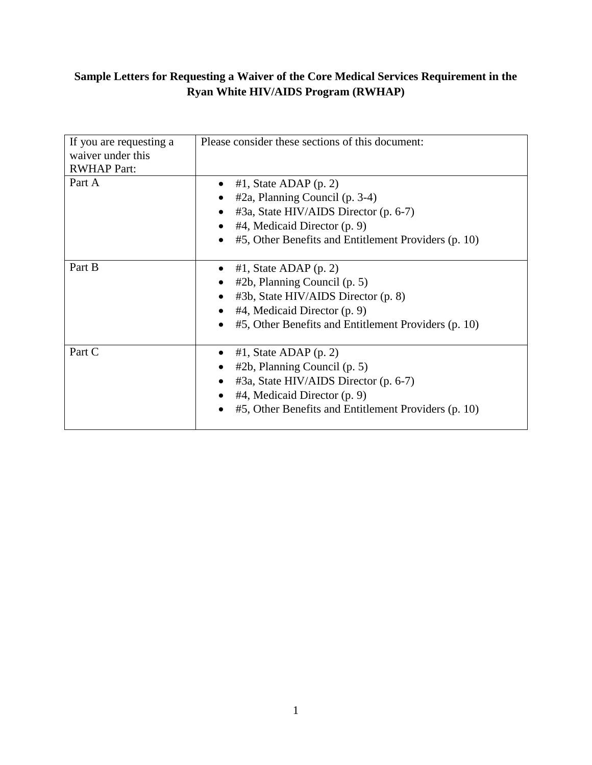# Sample Letters for Requesting a Waiver of the Core Medical Services Requirement in the Ryan White HIV/AIDS Program (RWHAP)

| If you are requesting a waiver under this RWHAP Part: | Please consider these sections of this document: |
|---|---|
| Part A | • #1, State ADAP (p. 2)<br>• #2a, Planning Council (p. 3-4)<br>• #3a, State HIV/AIDS Director (p. 6-7)<br>• #4, Medicaid Director (p. 9)<br>• #5, Other Benefits and Entitlement Providers (p. 10) |
| Part B | • #1, State ADAP (p. 2)<br>• #2b, Planning Council (p. 5)<br>• #3b, State HIV/AIDS Director (p. 8)<br>• #4, Medicaid Director (p. 9)<br>• #5, Other Benefits and Entitlement Providers (p. 10) |
| Part C | • #1, State ADAP (p. 2)<br>• #2b, Planning Council (p. 5)<br>• #3a, State HIV/AIDS Director (p. 6-7)<br>• #4, Medicaid Director (p. 9)<br>• #5, Other Benefits and Entitlement Providers (p. 10) |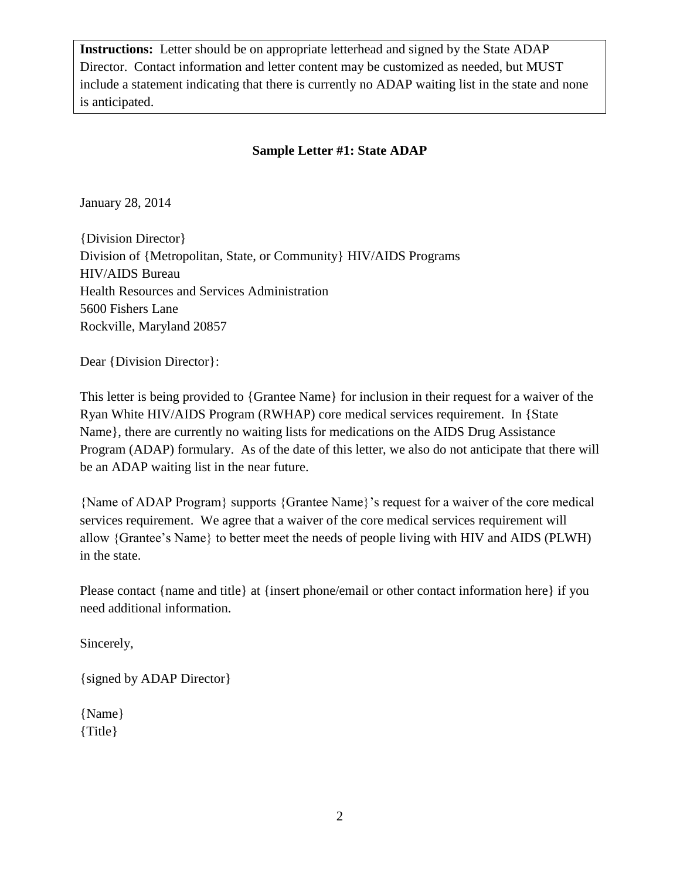**Instructions:** Letter should be on appropriate letterhead and signed by the State ADAP Director. Contact information and letter content may be customized as needed, but MUST include a statement indicating that there is currently no ADAP waiting list in the state and none is anticipated.

## Sample Letter #1: State ADAP

January 28, 2014

{Division Director}
Division of {Metropolitan, State, or Community} HIV/AIDS Programs
HIV/AIDS Bureau
Health Resources and Services Administration
5600 Fishers Lane
Rockville, Maryland 20857

Dear {Division Director}:

This letter is being provided to {Grantee Name} for inclusion in their request for a waiver of the Ryan White HIV/AIDS Program (RWHAP) core medical services requirement. In {State Name}, there are currently no waiting lists for medications on the AIDS Drug Assistance Program (ADAP) formulary. As of the date of this letter, we also do not anticipate that there will be an ADAP waiting list in the near future.

{Name of ADAP Program} supports {Grantee Name}'s request for a waiver of the core medical services requirement. We agree that a waiver of the core medical services requirement will allow {Grantee's Name} to better meet the needs of people living with HIV and AIDS (PLWH) in the state.

Please contact {name and title} at {insert phone/email or other contact information here} if you need additional information.

Sincerely,

{signed by ADAP Director}

{Name}
{Title}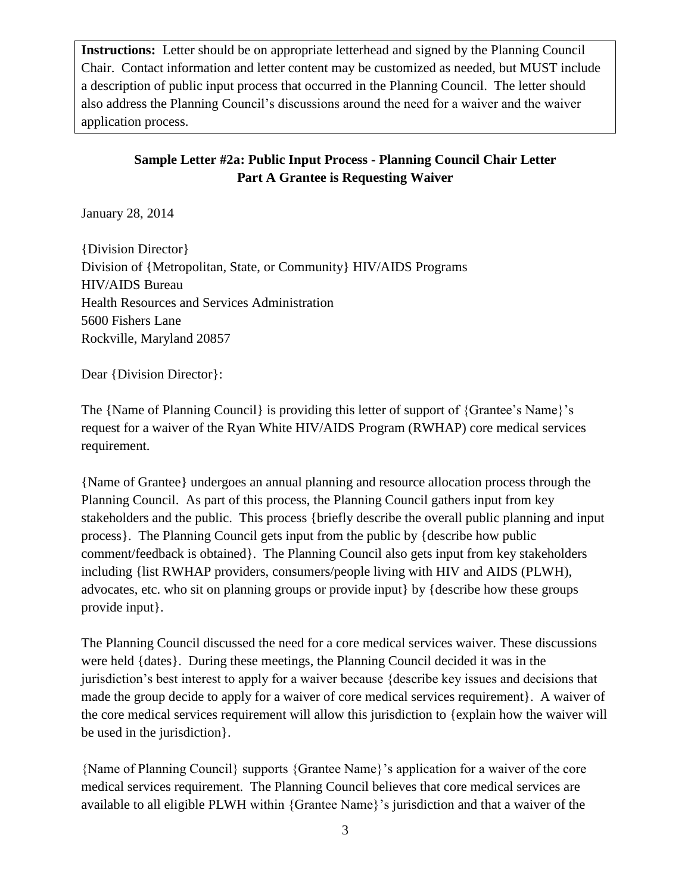**Instructions:** Letter should be on appropriate letterhead and signed by the Planning Council Chair. Contact information and letter content may be customized as needed, but MUST include a description of public input process that occurred in the Planning Council. The letter should also address the Planning Council's discussions around the need for a waiver and the waiver application process.

### Sample Letter #2a: Public Input Process - Planning Council Chair Letter Part A Grantee is Requesting Waiver

January 28, 2014

{Division Director}
Division of {Metropolitan, State, or Community} HIV/AIDS Programs
HIV/AIDS Bureau
Health Resources and Services Administration
5600 Fishers Lane
Rockville, Maryland 20857

Dear {Division Director}:

The {Name of Planning Council} is providing this letter of support of {Grantee's Name}'s request for a waiver of the Ryan White HIV/AIDS Program (RWHAP) core medical services requirement.

{Name of Grantee} undergoes an annual planning and resource allocation process through the Planning Council. As part of this process, the Planning Council gathers input from key stakeholders and the public. This process {briefly describe the overall public planning and input process}. The Planning Council gets input from the public by {describe how public comment/feedback is obtained}. The Planning Council also gets input from key stakeholders including {list RWHAP providers, consumers/people living with HIV and AIDS (PLWH), advocates, etc. who sit on planning groups or provide input} by {describe how these groups provide input}.

The Planning Council discussed the need for a core medical services waiver. These discussions were held {dates}. During these meetings, the Planning Council decided it was in the jurisdiction's best interest to apply for a waiver because {describe key issues and decisions that made the group decide to apply for a waiver of core medical services requirement}. A waiver of the core medical services requirement will allow this jurisdiction to {explain how the waiver will be used in the jurisdiction}.

{Name of Planning Council} supports {Grantee Name}'s application for a waiver of the core medical services requirement. The Planning Council believes that core medical services are available to all eligible PLWH within {Grantee Name}'s jurisdiction and that a waiver of the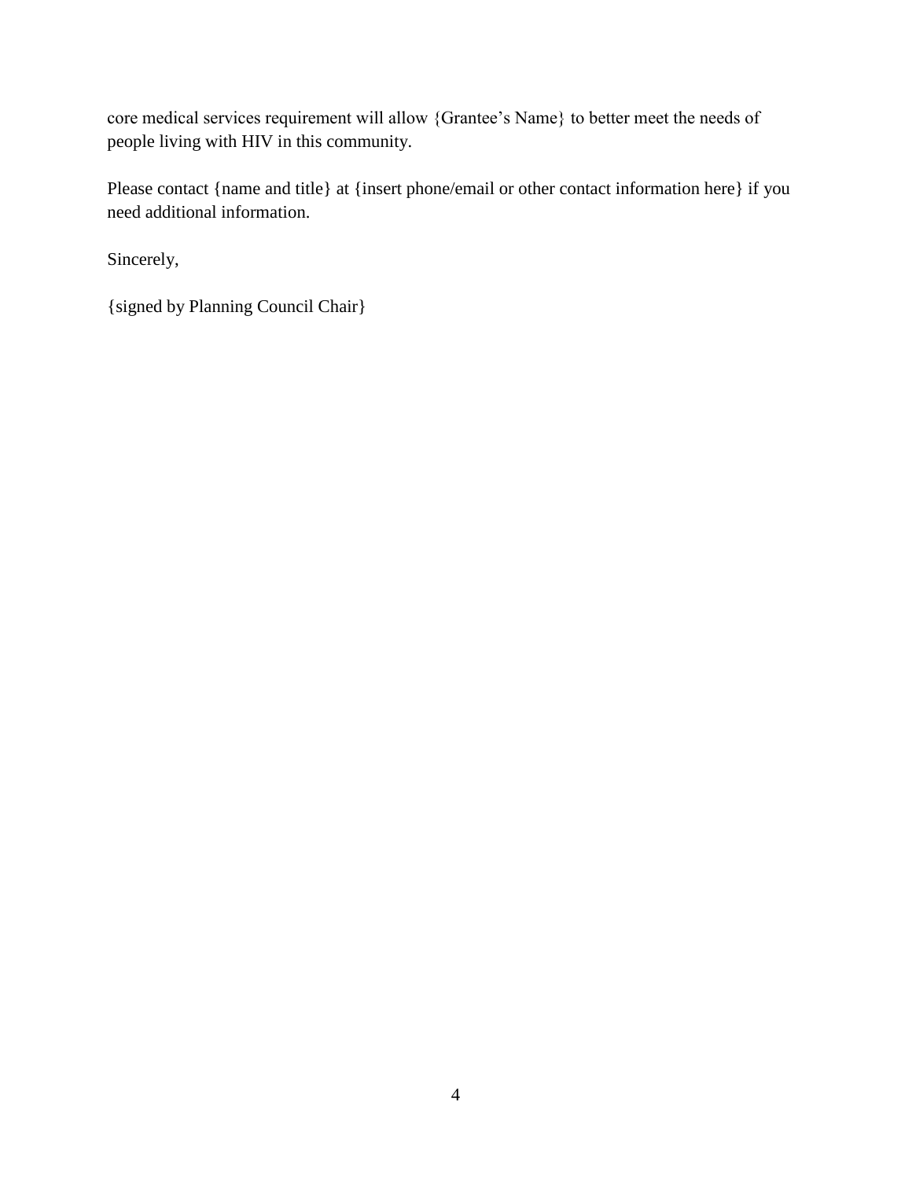core medical services requirement will allow {Grantee's Name} to better meet the needs of people living with HIV in this community.

Please contact {name and title} at {insert phone/email or other contact information here} if you need additional information.

Sincerely,

{signed by Planning Council Chair}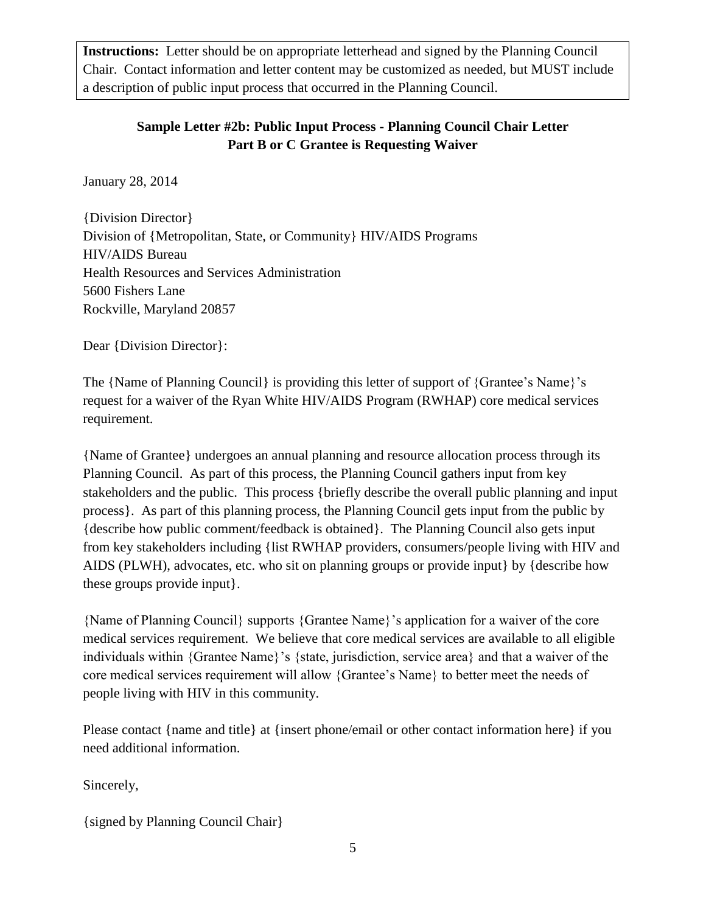**Instructions:** Letter should be on appropriate letterhead and signed by the Planning Council Chair. Contact information and letter content may be customized as needed, but MUST include a description of public input process that occurred in the Planning Council.

## Sample Letter #2b: Public Input Process - Planning Council Chair Letter
## Part B or C Grantee is Requesting Waiver

January 28, 2014

{Division Director}
Division of {Metropolitan, State, or Community} HIV/AIDS Programs
HIV/AIDS Bureau
Health Resources and Services Administration
5600 Fishers Lane
Rockville, Maryland 20857

Dear {Division Director}:

The {Name of Planning Council} is providing this letter of support of {Grantee's Name}'s request for a waiver of the Ryan White HIV/AIDS Program (RWHAP) core medical services requirement.

{Name of Grantee} undergoes an annual planning and resource allocation process through its Planning Council. As part of this process, the Planning Council gathers input from key stakeholders and the public. This process {briefly describe the overall public planning and input process}. As part of this planning process, the Planning Council gets input from the public by {describe how public comment/feedback is obtained}. The Planning Council also gets input from key stakeholders including {list RWHAP providers, consumers/people living with HIV and AIDS (PLWH), advocates, etc. who sit on planning groups or provide input} by {describe how these groups provide input}.

{Name of Planning Council} supports {Grantee Name}'s application for a waiver of the core medical services requirement. We believe that core medical services are available to all eligible individuals within {Grantee Name}'s {state, jurisdiction, service area} and that a waiver of the core medical services requirement will allow {Grantee's Name} to better meet the needs of people living with HIV in this community.

Please contact {name and title} at {insert phone/email or other contact information here} if you need additional information.

Sincerely,

{signed by Planning Council Chair}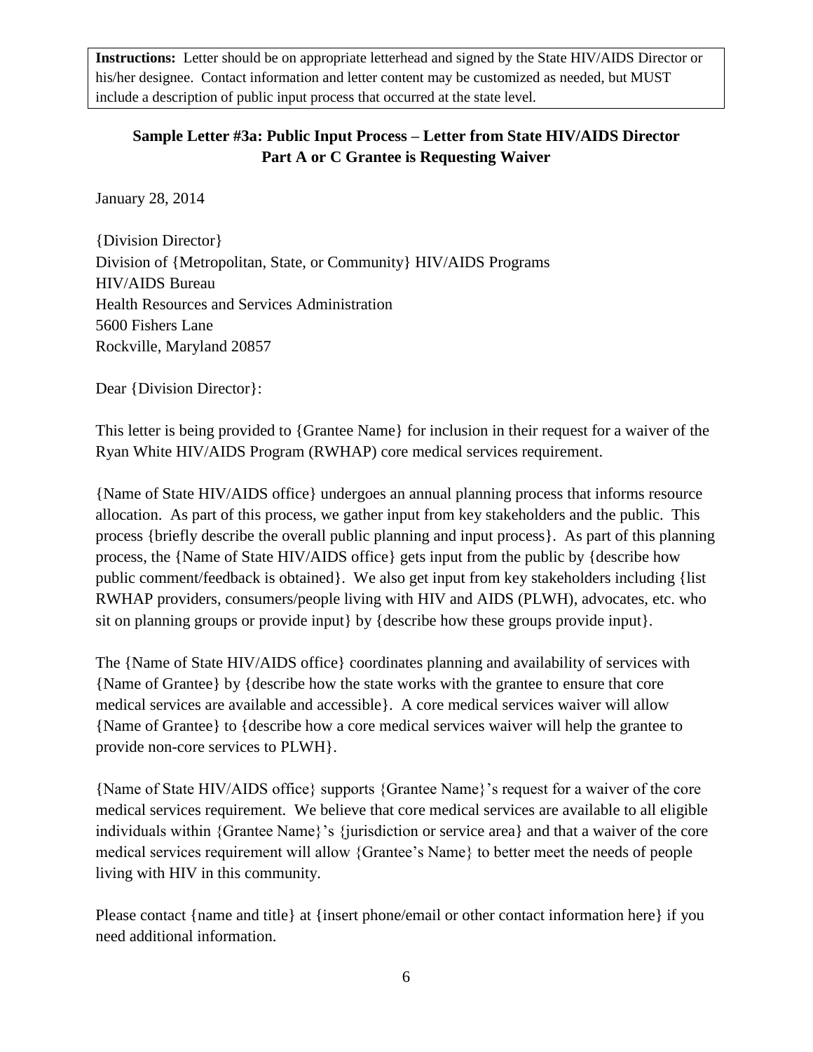**Instructions:** Letter should be on appropriate letterhead and signed by the State HIV/AIDS Director or his/her designee. Contact information and letter content may be customized as needed, but MUST include a description of public input process that occurred at the state level.

## Sample Letter #3a: Public Input Process – Letter from State HIV/AIDS Director Part A or C Grantee is Requesting Waiver

January 28, 2014

{Division Director}
Division of {Metropolitan, State, or Community} HIV/AIDS Programs
HIV/AIDS Bureau
Health Resources and Services Administration
5600 Fishers Lane
Rockville, Maryland 20857

Dear {Division Director}:

This letter is being provided to {Grantee Name} for inclusion in their request for a waiver of the Ryan White HIV/AIDS Program (RWHAP) core medical services requirement.

{Name of State HIV/AIDS office} undergoes an annual planning process that informs resource allocation. As part of this process, we gather input from key stakeholders and the public. This process {briefly describe the overall public planning and input process}. As part of this planning process, the {Name of State HIV/AIDS office} gets input from the public by {describe how public comment/feedback is obtained}. We also get input from key stakeholders including {list RWHAP providers, consumers/people living with HIV and AIDS (PLWH), advocates, etc. who sit on planning groups or provide input} by {describe how these groups provide input}.

The {Name of State HIV/AIDS office} coordinates planning and availability of services with {Name of Grantee} by {describe how the state works with the grantee to ensure that core medical services are available and accessible}. A core medical services waiver will allow {Name of Grantee} to {describe how a core medical services waiver will help the grantee to provide non-core services to PLWH}.

{Name of State HIV/AIDS office} supports {Grantee Name}'s request for a waiver of the core medical services requirement. We believe that core medical services are available to all eligible individuals within {Grantee Name}'s {jurisdiction or service area} and that a waiver of the core medical services requirement will allow {Grantee's Name} to better meet the needs of people living with HIV in this community.

Please contact {name and title} at {insert phone/email or other contact information here} if you need additional information.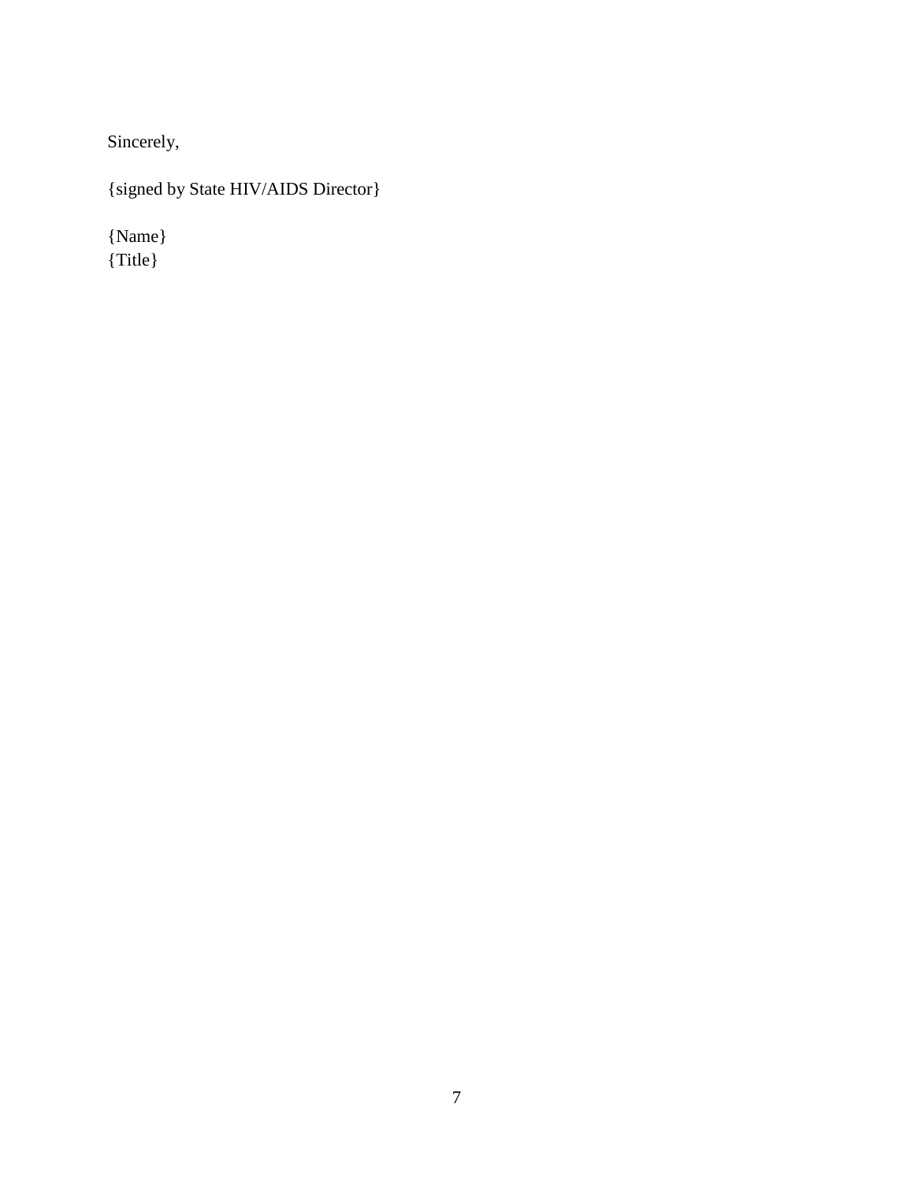Sincerely,

{signed by State HIV/AIDS Director}

{Name}  
{Title}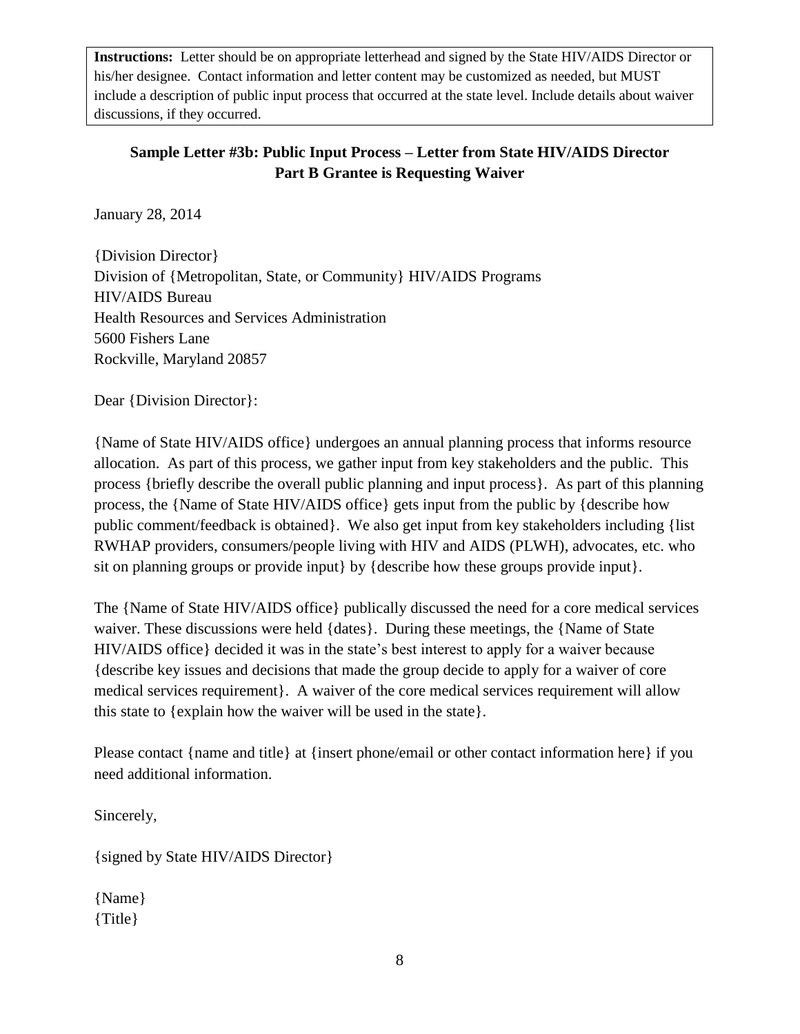**Instructions:** Letter should be on appropriate letterhead and signed by the State HIV/AIDS Director or his/her designee. Contact information and letter content may be customized as needed, but MUST include a description of public input process that occurred at the state level. Include details about waiver discussions, if they occurred.

## Sample Letter #3b: Public Input Process – Letter from State HIV/AIDS Director Part B Grantee is Requesting Waiver

January 28, 2014

{Division Director}
Division of {Metropolitan, State, or Community} HIV/AIDS Programs
HIV/AIDS Bureau
Health Resources and Services Administration
5600 Fishers Lane
Rockville, Maryland 20857

Dear {Division Director}:

{Name of State HIV/AIDS office} undergoes an annual planning process that informs resource allocation. As part of this process, we gather input from key stakeholders and the public. This process {briefly describe the overall public planning and input process}. As part of this planning process, the {Name of State HIV/AIDS office} gets input from the public by {describe how public comment/feedback is obtained}. We also get input from key stakeholders including {list RWHAP providers, consumers/people living with HIV and AIDS (PLWH), advocates, etc. who sit on planning groups or provide input} by {describe how these groups provide input}.

The {Name of State HIV/AIDS office} publically discussed the need for a core medical services waiver. These discussions were held {dates}. During these meetings, the {Name of State HIV/AIDS office} decided it was in the state's best interest to apply for a waiver because {describe key issues and decisions that made the group decide to apply for a waiver of core medical services requirement}. A waiver of the core medical services requirement will allow this state to {explain how the waiver will be used in the state}.

Please contact {name and title} at {insert phone/email or other contact information here} if you need additional information.

Sincerely,

{signed by State HIV/AIDS Director}

{Name}
{Title}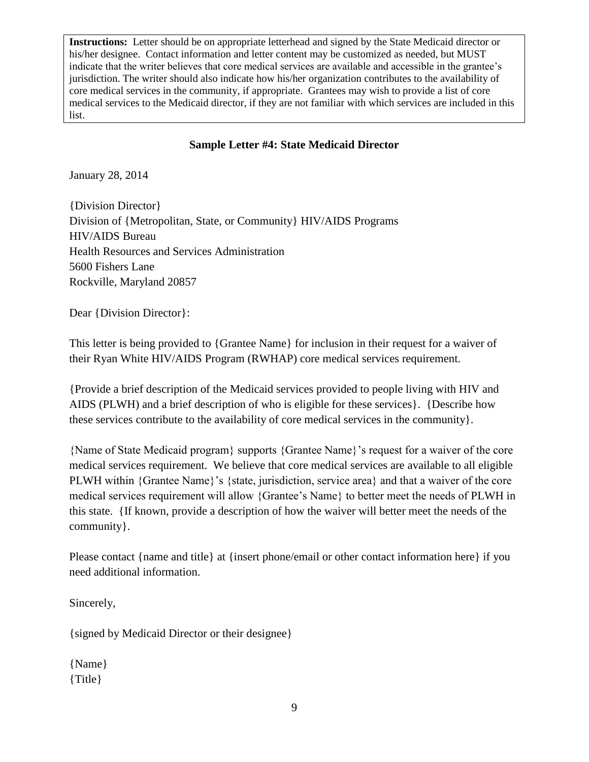**Instructions:** Letter should be on appropriate letterhead and signed by the State Medicaid director or his/her designee. Contact information and letter content may be customized as needed, but MUST indicate that the writer believes that core medical services are available and accessible in the grantee's jurisdiction. The writer should also indicate how his/her organization contributes to the availability of core medical services in the community, if appropriate. Grantees may wish to provide a list of core medical services to the Medicaid director, if they are not familiar with which services are included in this list.

## Sample Letter #4: State Medicaid Director

January 28, 2014

{Division Director}
Division of {Metropolitan, State, or Community} HIV/AIDS Programs
HIV/AIDS Bureau
Health Resources and Services Administration
5600 Fishers Lane
Rockville, Maryland 20857

Dear {Division Director}:

This letter is being provided to {Grantee Name} for inclusion in their request for a waiver of their Ryan White HIV/AIDS Program (RWHAP) core medical services requirement.

{Provide a brief description of the Medicaid services provided to people living with HIV and AIDS (PLWH) and a brief description of who is eligible for these services}. {Describe how these services contribute to the availability of core medical services in the community}.

{Name of State Medicaid program} supports {Grantee Name}'s request for a waiver of the core medical services requirement. We believe that core medical services are available to all eligible PLWH within {Grantee Name}'s {state, jurisdiction, service area} and that a waiver of the core medical services requirement will allow {Grantee's Name} to better meet the needs of PLWH in this state. {If known, provide a description of how the waiver will better meet the needs of the community}.

Please contact {name and title} at {insert phone/email or other contact information here} if you need additional information.

Sincerely,

{signed by Medicaid Director or their designee}

{Name}
{Title}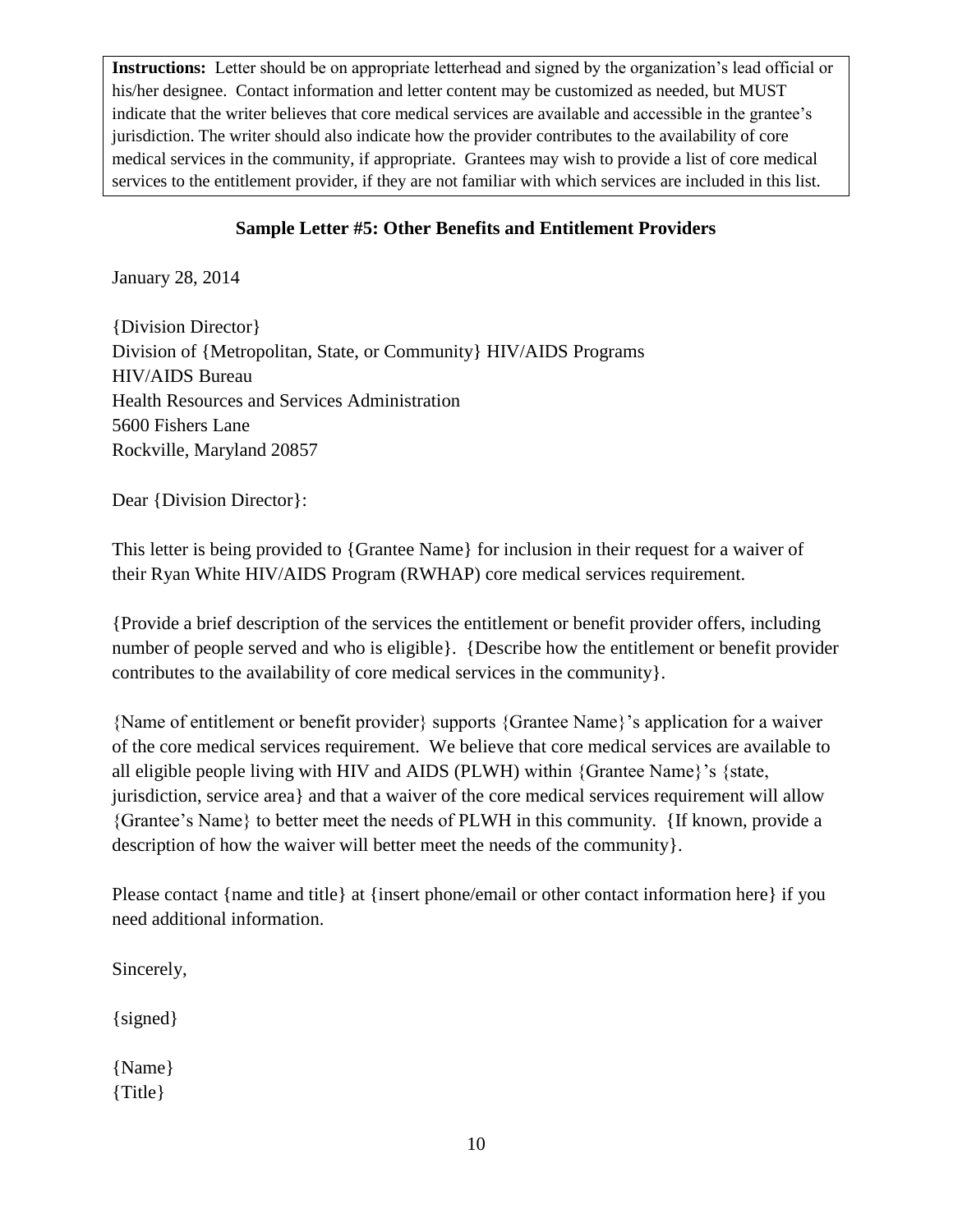**Instructions:** Letter should be on appropriate letterhead and signed by the organization's lead official or his/her designee. Contact information and letter content may be customized as needed, but MUST indicate that the writer believes that core medical services are available and accessible in the grantee's jurisdiction. The writer should also indicate how the provider contributes to the availability of core medical services in the community, if appropriate. Grantees may wish to provide a list of core medical services to the entitlement provider, if they are not familiar with which services are included in this list.

## Sample Letter #5: Other Benefits and Entitlement Providers

January 28, 2014

{Division Director}
Division of {Metropolitan, State, or Community} HIV/AIDS Programs
HIV/AIDS Bureau
Health Resources and Services Administration
5600 Fishers Lane
Rockville, Maryland 20857

Dear {Division Director}:

This letter is being provided to {Grantee Name} for inclusion in their request for a waiver of their Ryan White HIV/AIDS Program (RWHAP) core medical services requirement.

{Provide a brief description of the services the entitlement or benefit provider offers, including number of people served and who is eligible}. {Describe how the entitlement or benefit provider contributes to the availability of core medical services in the community}.

{Name of entitlement or benefit provider} supports {Grantee Name}'s application for a waiver of the core medical services requirement. We believe that core medical services are available to all eligible people living with HIV and AIDS (PLWH) within {Grantee Name}'s {state, jurisdiction, service area} and that a waiver of the core medical services requirement will allow {Grantee's Name} to better meet the needs of PLWH in this community. {If known, provide a description of how the waiver will better meet the needs of the community}.

Please contact {name and title} at {insert phone/email or other contact information here} if you need additional information.

Sincerely,

{signed}

{Name}
{Title}